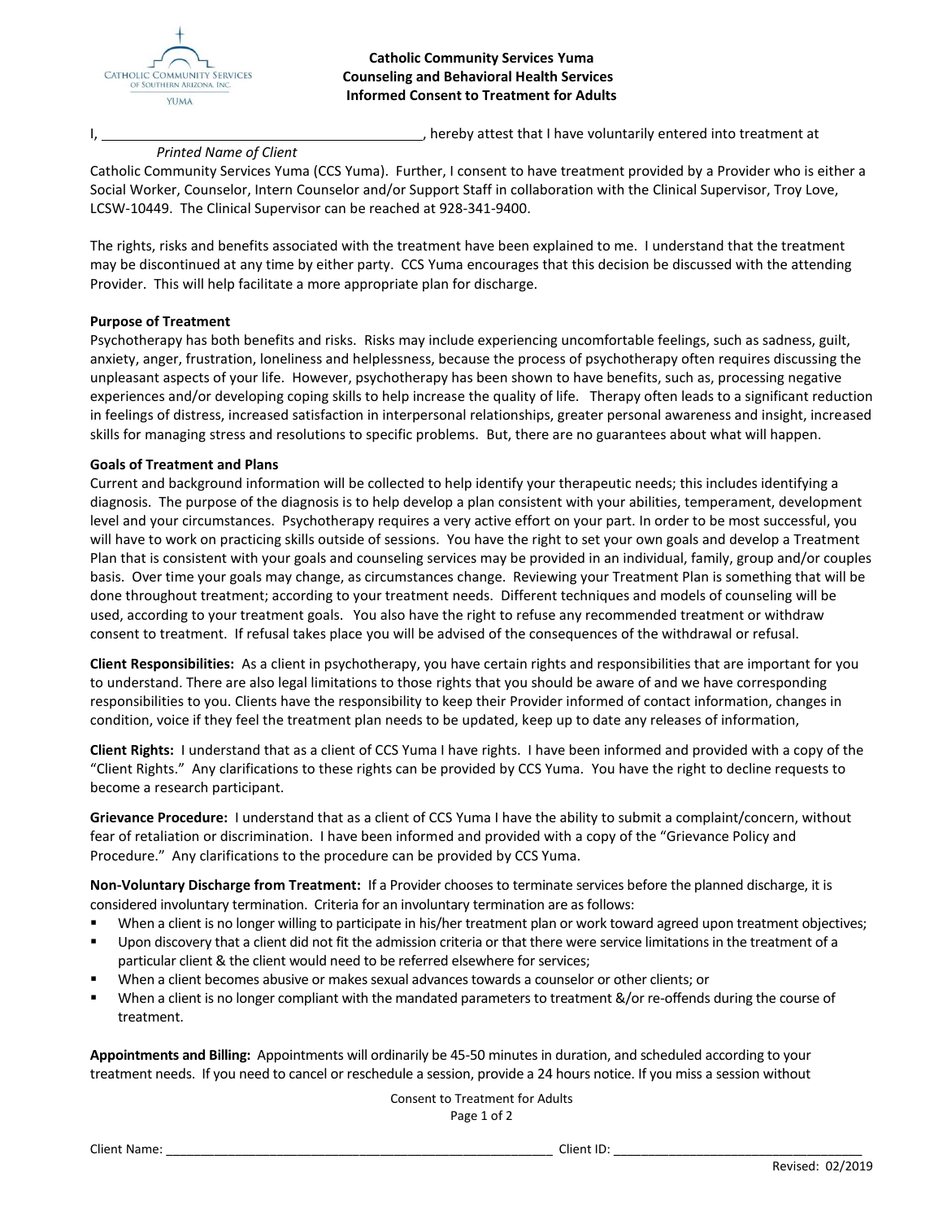**Catholic Community Services Yuma**
**Counseling and Behavioral Health Services**
**Informed Consent to Treatment for Adults**

I, ________________________________________, hereby attest that I have voluntarily entered into treatment at

*Printed Name of Client*

Catholic Community Services Yuma (CCS Yuma). Further, I consent to have treatment provided by a Provider who is either a Social Worker, Counselor, Intern Counselor and/or Support Staff in collaboration with the Clinical Supervisor, Troy Love, LCSW-10449. The Clinical Supervisor can be reached at 928-341-9400.

The rights, risks and benefits associated with the treatment have been explained to me. I understand that the treatment may be discontinued at any time by either party. CCS Yuma encourages that this decision be discussed with the attending Provider. This will help facilitate a more appropriate plan for discharge.

**Purpose of Treatment**

Psychotherapy has both benefits and risks. Risks may include experiencing uncomfortable feelings, such as sadness, guilt, anxiety, anger, frustration, loneliness and helplessness, because the process of psychotherapy often requires discussing the unpleasant aspects of your life. However, psychotherapy has been shown to have benefits, such as, processing negative experiences and/or developing coping skills to help increase the quality of life. Therapy often leads to a significant reduction in feelings of distress, increased satisfaction in interpersonal relationships, greater personal awareness and insight, increased skills for managing stress and resolutions to specific problems. But, there are no guarantees about what will happen.

**Goals of Treatment and Plans**

Current and background information will be collected to help identify your therapeutic needs; this includes identifying a diagnosis. The purpose of the diagnosis is to help develop a plan consistent with your abilities, temperament, development level and your circumstances. Psychotherapy requires a very active effort on your part. In order to be most successful, you will have to work on practicing skills outside of sessions. You have the right to set your own goals and develop a Treatment Plan that is consistent with your goals and counseling services may be provided in an individual, family, group and/or couples basis. Over time your goals may change, as circumstances change. Reviewing your Treatment Plan is something that will be done throughout treatment; according to your treatment needs. Different techniques and models of counseling will be used, according to your treatment goals. You also have the right to refuse any recommended treatment or withdraw consent to treatment. If refusal takes place you will be advised of the consequences of the withdrawal or refusal.

**Client Responsibilities:** As a client in psychotherapy, you have certain rights and responsibilities that are important for you to understand. There are also legal limitations to those rights that you should be aware of and we have corresponding responsibilities to you. Clients have the responsibility to keep their Provider informed of contact information, changes in condition, voice if they feel the treatment plan needs to be updated, keep up to date any releases of information,

**Client Rights:** I understand that as a client of CCS Yuma I have rights. I have been informed and provided with a copy of the "Client Rights." Any clarifications to these rights can be provided by CCS Yuma. You have the right to decline requests to become a research participant.

**Grievance Procedure:** I understand that as a client of CCS Yuma I have the ability to submit a complaint/concern, without fear of retaliation or discrimination. I have been informed and provided with a copy of the "Grievance Policy and Procedure." Any clarifications to the procedure can be provided by CCS Yuma.

**Non-Voluntary Discharge from Treatment:** If a Provider chooses to terminate services before the planned discharge, it is considered involuntary termination. Criteria for an involuntary termination are as follows:

- When a client is no longer willing to participate in his/her treatment plan or work toward agreed upon treatment objectives;
- Upon discovery that a client did not fit the admission criteria or that there were service limitations in the treatment of a particular client & the client would need to be referred elsewhere for services;
- When a client becomes abusive or makes sexual advances towards a counselor or other clients; or
- When a client is no longer compliant with the mandated parameters to treatment &/or re-offends during the course of treatment.

**Appointments and Billing:** Appointments will ordinarily be 45-50 minutes in duration, and scheduled according to your treatment needs. If you need to cancel or reschedule a session, provide a 24 hours notice. If you miss a session without

Client Name: ________________________________________ Client ID: ______________________________

Revised: 02/2019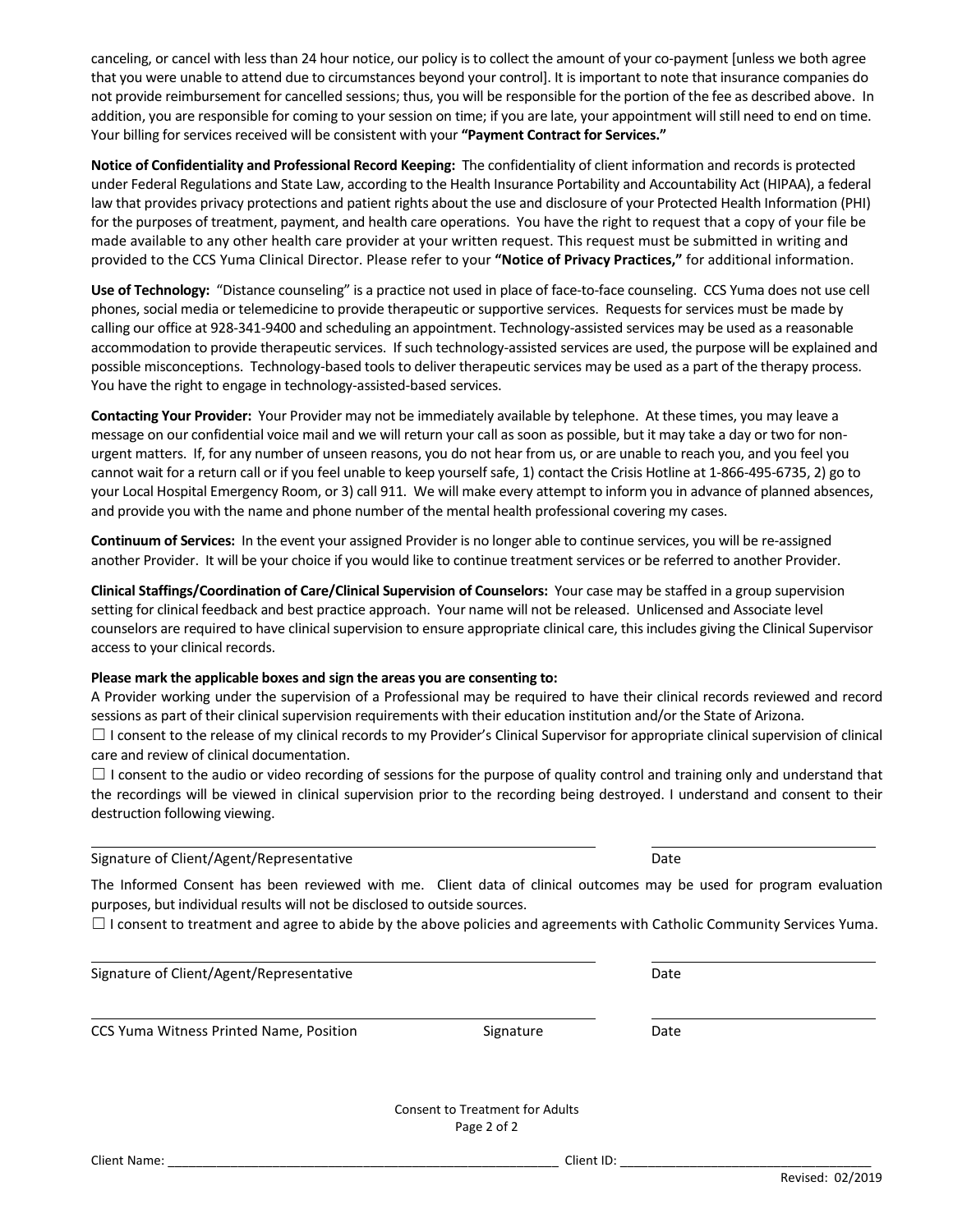canceling, or cancel with less than 24 hour notice, our policy is to collect the amount of your co-payment [unless we both agree that you were unable to attend due to circumstances beyond your control]. It is important to note that insurance companies do not provide reimbursement for cancelled sessions; thus, you will be responsible for the portion of the fee as described above. In addition, you are responsible for coming to your session on time; if you are late, your appointment will still need to end on time. Your billing for services received will be consistent with your **"Payment Contract for Services."**

**Notice of Confidentiality and Professional Record Keeping:** The confidentiality of client information and records is protected under Federal Regulations and State Law, according to the Health Insurance Portability and Accountability Act (HIPAA), a federal law that provides privacy protections and patient rights about the use and disclosure of your Protected Health Information (PHI) for the purposes of treatment, payment, and health care operations. You have the right to request that a copy of your file be made available to any other health care provider at your written request. This request must be submitted in writing and provided to the CCS Yuma Clinical Director. Please refer to your **"Notice of Privacy Practices,"** for additional information.

**Use of Technology:** "Distance counseling" is a practice not used in place of face-to-face counseling. CCS Yuma does not use cell phones, social media or telemedicine to provide therapeutic or supportive services. Requests for services must be made by calling our office at 928-341-9400 and scheduling an appointment. Technology-assisted services may be used as a reasonable accommodation to provide therapeutic services. If such technology-assisted services are used, the purpose will be explained and possible misconceptions. Technology-based tools to deliver therapeutic services may be used as a part of the therapy process. You have the right to engage in technology-assisted-based services.

**Contacting Your Provider:** Your Provider may not be immediately available by telephone. At these times, you may leave a message on our confidential voice mail and we will return your call as soon as possible, but it may take a day or two for non-urgent matters. If, for any number of unseen reasons, you do not hear from us, or are unable to reach you, and you feel you cannot wait for a return call or if you feel unable to keep yourself safe, 1) contact the Crisis Hotline at 1-866-495-6735, 2) go to your Local Hospital Emergency Room, or 3) call 911. We will make every attempt to inform you in advance of planned absences, and provide you with the name and phone number of the mental health professional covering my cases.

**Continuum of Services:** In the event your assigned Provider is no longer able to continue services, you will be re-assigned another Provider. It will be your choice if you would like to continue treatment services or be referred to another Provider.

**Clinical Staffings/Coordination of Care/Clinical Supervision of Counselors:** Your case may be staffed in a group supervision setting for clinical feedback and best practice approach. Your name will not be released. Unlicensed and Associate level counselors are required to have clinical supervision to ensure appropriate clinical care, this includes giving the Clinical Supervisor access to your clinical records.

**Please mark the applicable boxes and sign the areas you are consenting to:**

A Provider working under the supervision of a Professional may be required to have their clinical records reviewed and record sessions as part of their clinical supervision requirements with their education institution and/or the State of Arizona.

☐ I consent to the release of my clinical records to my Provider's Clinical Supervisor for appropriate clinical supervision of clinical care and review of clinical documentation.

☐ I consent to the audio or video recording of sessions for the purpose of quality control and training only and understand that the recordings will be viewed in clinical supervision prior to the recording being destroyed. I understand and consent to their destruction following viewing.

\_\_\_\_\_\_\_\_\_\_\_\_\_\_\_\_\_\_\_\_\_\_\_\_\_\_\_\_\_\_\_\_\_\_\_\_\_\_\_\_ \_\_\_\_\_\_\_\_\_\_\_\_\_\_\_\_\_\_\_\_

Signature of Client/Agent/Representative Date

The Informed Consent has been reviewed with me. Client data of clinical outcomes may be used for program evaluation purposes, but individual results will not be disclosed to outside sources.

☐ I consent to treatment and agree to abide by the above policies and agreements with Catholic Community Services Yuma.

\_\_\_\_\_\_\_\_\_\_\_\_\_\_\_\_\_\_\_\_\_\_\_\_\_\_\_\_\_\_\_\_\_\_\_\_\_\_\_\_ \_\_\_\_\_\_\_\_\_\_\_\_\_\_\_\_\_\_\_\_

Signature of Client/Agent/Representative Date

\_\_\_\_\_\_\_\_\_\_\_\_\_\_\_\_\_\_\_\_\_\_\_\_\_\_\_\_\_\_\_\_\_\_\_\_\_\_\_\_ \_\_\_\_\_\_\_\_\_\_\_\_\_\_\_\_\_\_\_\_

CCS Yuma Witness Printed Name, Position Signature Date

Consent to Treatment for Adults

Client Name: \_\_\_\_\_\_\_\_\_\_\_\_\_\_\_\_\_\_\_\_\_\_\_\_\_\_\_\_\_\_\_\_\_\_\_\_ Client ID: \_\_\_\_\_\_\_\_\_\_\_\_\_\_\_\_\_\_\_\_\_\_\_\_

Revised: 02/2019